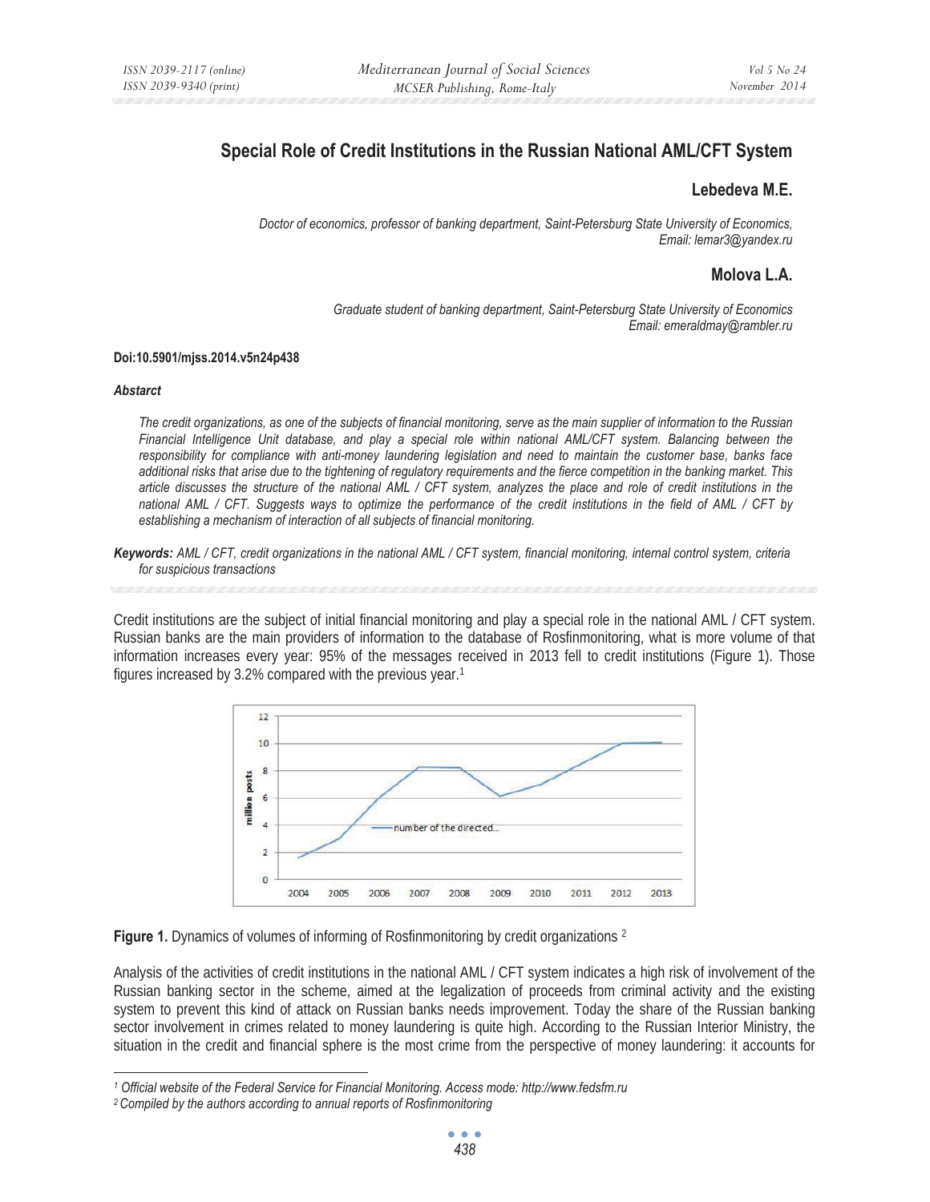# Special Role of Credit Institutions in the Russian National AML/CFT System

## Lebedeva M.E.

*Doctor of economics, professor of banking department, Saint-Petersburg State University of Economics, Email: lemar3@yandex.ru*

## Molova L.A.

*Graduate student of banking department, Saint-Petersburg State University of Economics Email: emeraldmay@rambler.ru*

**Doi:10.5901/mjss.2014.v5n24p438**

***Abstarct***

*The credit organizations, as one of the subjects of financial monitoring, serve as the main supplier of information to the Russian Financial Intelligence Unit database, and play a special role within national AML/CFT system. Balancing between the responsibility for compliance with anti-money laundering legislation and need to maintain the customer base, banks face additional risks that arise due to the tightening of regulatory requirements and the fierce competition in the banking market. This article discusses the structure of the national AML / CFT system, analyzes the place and role of credit institutions in the national AML / CFT. Suggests ways to optimize the performance of the credit institutions in the field of AML / CFT by establishing a mechanism of interaction of all subjects of financial monitoring.*

***Keywords:*** *AML / CFT, credit organizations in the national AML / CFT system, financial monitoring, internal control system, criteria for suspicious transactions*

Credit institutions are the subject of initial financial monitoring and play a special role in the national AML / CFT system. Russian banks are the main providers of information to the database of Rosfinmonitoring, what is more volume of that information increases every year: 95% of the messages received in 2013 fell to credit institutions (Figure 1). Those figures increased by 3.2% compared with the previous year.[1]

**Figure 1.** Dynamics of volumes of informing of Rosfinmonitoring by credit organizations [2]

Analysis of the activities of credit institutions in the national AML / CFT system indicates a high risk of involvement of the Russian banking sector in the scheme, aimed at the legalization of proceeds from criminal activity and the existing system to prevent this kind of attack on Russian banks needs improvement. Today the share of the Russian banking sector involvement in crimes related to money laundering is quite high. According to the Russian Interior Ministry, the situation in the credit and financial sphere is the most crime from the perspective of money laundering: it accounts for

---

*[1] Official website of the Federal Service for Financial Monitoring. Access mode: http://www.fedsfm.ru*

*[2] Compiled by the authors according to annual reports of Rosfinmonitoring*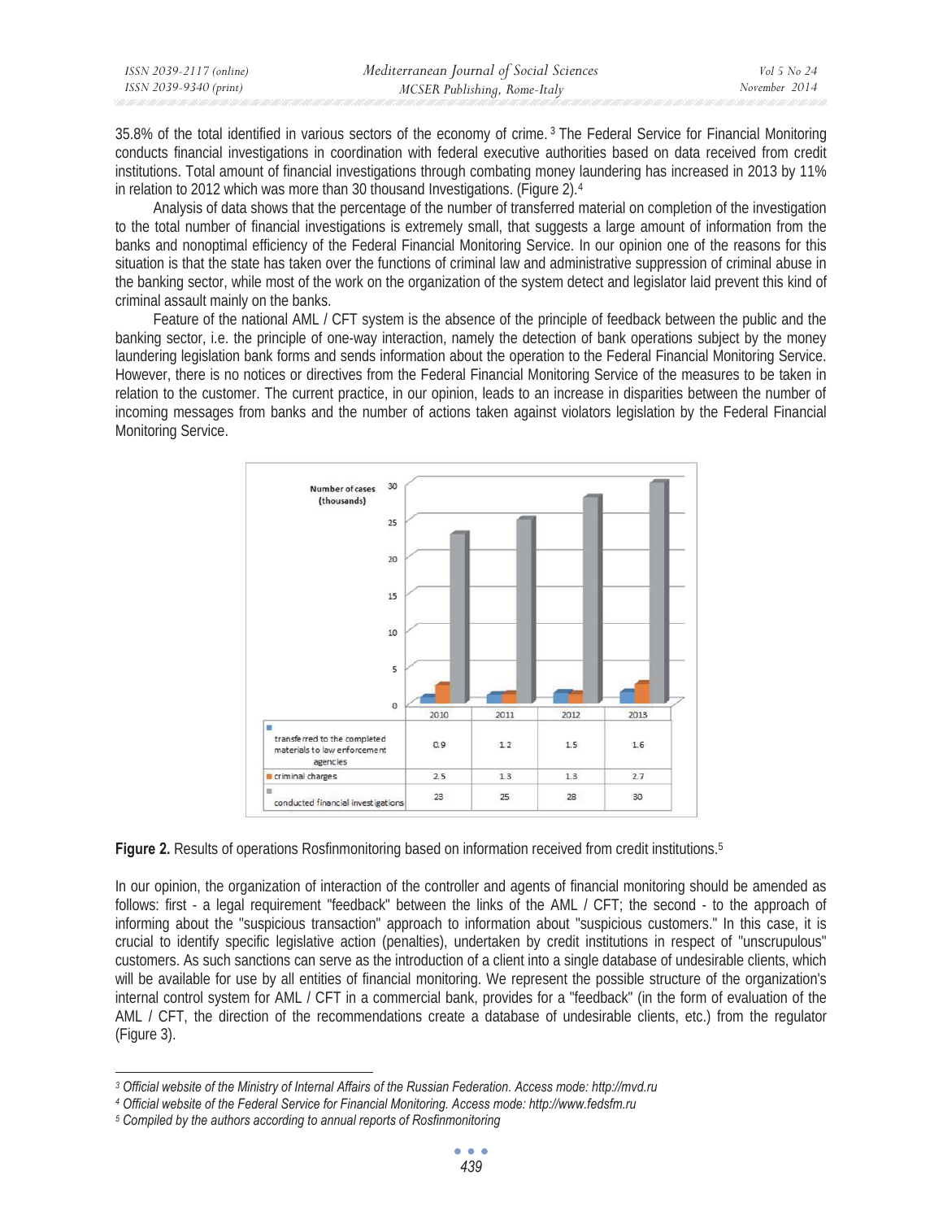35.8% of the total identified in various sectors of the economy of crime.[3] The Federal Service for Financial Monitoring conducts financial investigations in coordination with federal executive authorities based on data received from credit institutions. Total amount of financial investigations through combating money laundering has increased in 2013 by 11% in relation to 2012 which was more than 30 thousand Investigations. (Figure 2).[4]

Analysis of data shows that the percentage of the number of transferred material on completion of the investigation to the total number of financial investigations is extremely small, that suggests a large amount of information from the banks and nonoptimal efficiency of the Federal Financial Monitoring Service. In our opinion one of the reasons for this situation is that the state has taken over the functions of criminal law and administrative suppression of criminal abuse in the banking sector, while most of the work on the organization of the system detect and legislator laid prevent this kind of criminal assault mainly on the banks.

Feature of the national AML / CFT system is the absence of the principle of feedback between the public and the banking sector, i.e. the principle of one-way interaction, namely the detection of bank operations subject by the money laundering legislation bank forms and sends information about the operation to the Federal Financial Monitoring Service. However, there is no notices or directives from the Federal Financial Monitoring Service of the measures to be taken in relation to the customer. The current practice, in our opinion, leads to an increase in disparities between the number of incoming messages from banks and the number of actions taken against violators legislation by the Federal Financial Monitoring Service.

Number of cases (thousands)

| | 2010 | 2011 | 2012 | 2013 |
|---|---|---|---|---|
| transferred to the completed materials to law enforcement agencies | 0.9 | 1.2 | 1.5 | 1.6 |
| criminal charges | 2.5 | 1.3 | 1.3 | 2.7 |
| conducted financial investigations | 23 | 25 | 28 | 30 |

**Figure 2.** Results of operations Rosfinmonitoring based on information received from credit institutions.[5]

In our opinion, the organization of interaction of the controller and agents of financial monitoring should be amended as follows: first - a legal requirement "feedback" between the links of the AML / CFT; the second - to the approach of informing about the "suspicious transaction" approach to information about "suspicious customers." In this case, it is crucial to identify specific legislative action (penalties), undertaken by credit institutions in respect of "unscrupulous" customers. As such sanctions can serve as the introduction of a client into a single database of undesirable clients, which will be available for use by all entities of financial monitoring. We represent the possible structure of the organization's internal control system for AML / CFT in a commercial bank, provides for a "feedback" (in the form of evaluation of the AML / CFT, the direction of the recommendations create a database of undesirable clients, etc.) from the regulator (Figure 3).

---

[3] *Official website of the Ministry of Internal Affairs of the Russian Federation. Access mode: http://mvd.ru*

[4] *Official website of the Federal Service for Financial Monitoring. Access mode: http://www.fedsfm.ru*

[5] *Compiled by the authors according to annual reports of Rosfinmonitoring*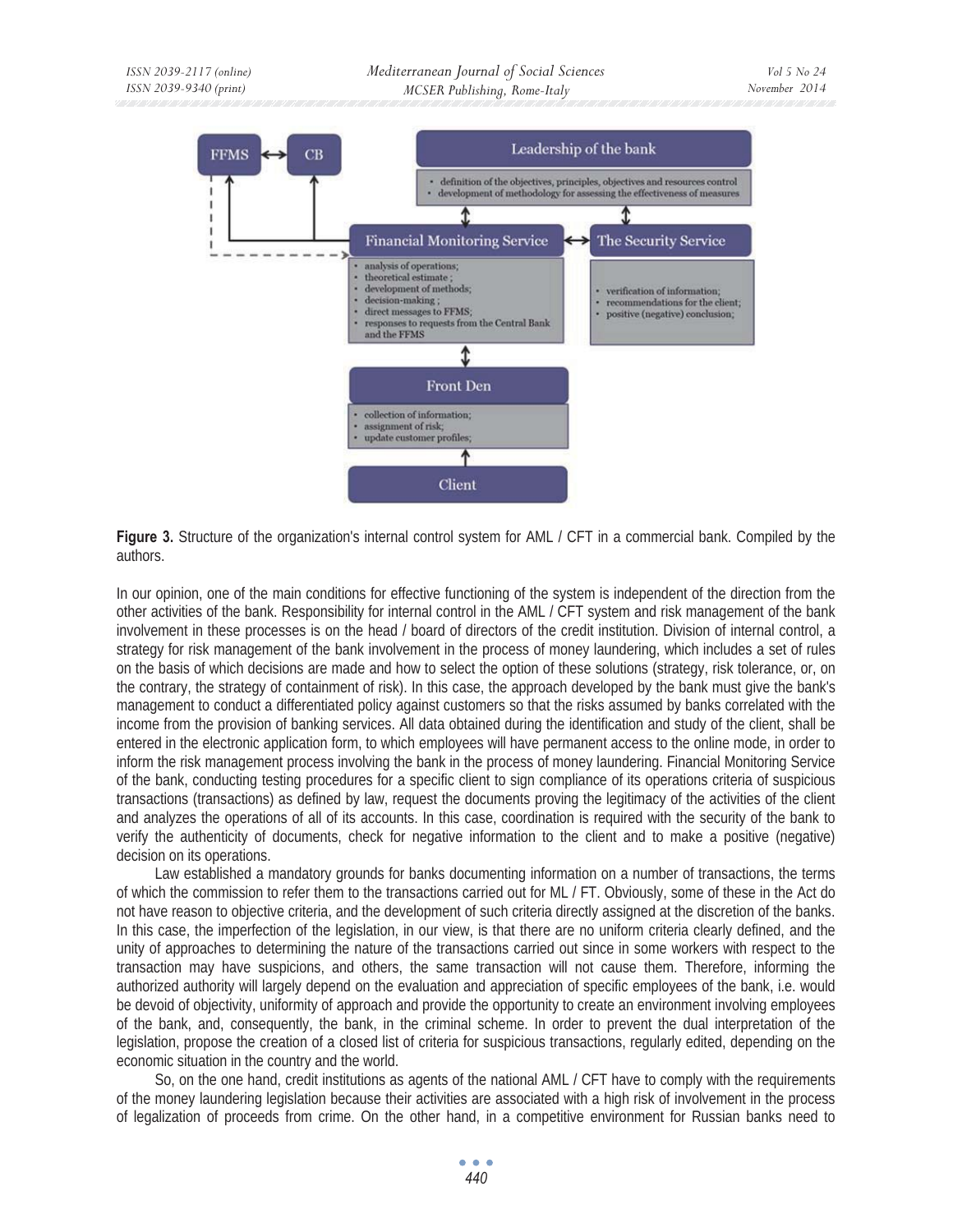FFMS ↔ CB

Leadership of the bank

- definition of the objectives, principles, objectives and resources control
- development of methodology for assessing the effectiveness of measures

Financial Monitoring Service ↔ The Security Service

- analysis of operations;
- theoretical estimate ;
- development of methods;
- decision-making ;
- direct messages to FFMS;
- responses to requests from the Central Bank and the FFMS

- verification of information;
- recommendations for the client;
- positive (negative) conclusion;

Front Den

- collection of information;
- assignment of risk;
- update customer profiles;

Client

**Figure 3.** Structure of the organization's internal control system for AML / CFT in a commercial bank. Compiled by the authors.

In our opinion, one of the main conditions for effective functioning of the system is independent of the direction from the other activities of the bank. Responsibility for internal control in the AML / CFT system and risk management of the bank involvement in these processes is on the head / board of directors of the credit institution. Division of internal control, a strategy for risk management of the bank involvement in the process of money laundering, which includes a set of rules on the basis of which decisions are made and how to select the option of these solutions (strategy, risk tolerance, or, on the contrary, the strategy of containment of risk). In this case, the approach developed by the bank must give the bank's management to conduct a differentiated policy against customers so that the risks assumed by banks correlated with the income from the provision of banking services. All data obtained during the identification and study of the client, shall be entered in the electronic application form, to which employees will have permanent access to the online mode, in order to inform the risk management process involving the bank in the process of money laundering. Financial Monitoring Service of the bank, conducting testing procedures for a specific client to sign compliance of its operations criteria of suspicious transactions (transactions) as defined by law, request the documents proving the legitimacy of the activities of the client and analyzes the operations of all of its accounts. In this case, coordination is required with the security of the bank to verify the authenticity of documents, check for negative information to the client and to make a positive (negative) decision on its operations.

Law established a mandatory grounds for banks documenting information on a number of transactions, the terms of which the commission to refer them to the transactions carried out for ML / FT. Obviously, some of these in the Act do not have reason to objective criteria, and the development of such criteria directly assigned at the discretion of the banks. In this case, the imperfection of the legislation, in our view, is that there are no uniform criteria clearly defined, and the unity of approaches to determining the nature of the transactions carried out since in some workers with respect to the transaction may have suspicions, and others, the same transaction will not cause them. Therefore, informing the authorized authority will largely depend on the evaluation and appreciation of specific employees of the bank, i.e. would be devoid of objectivity, uniformity of approach and provide the opportunity to create an environment involving employees of the bank, and, consequently, the bank, in the criminal scheme. In order to prevent the dual interpretation of the legislation, propose the creation of a closed list of criteria for suspicious transactions, regularly edited, depending on the economic situation in the country and the world.

So, on the one hand, credit institutions as agents of the national AML / CFT have to comply with the requirements of the money laundering legislation because their activities are associated with a high risk of involvement in the process of legalization of proceeds from crime. On the other hand, in a competitive environment for Russian banks need to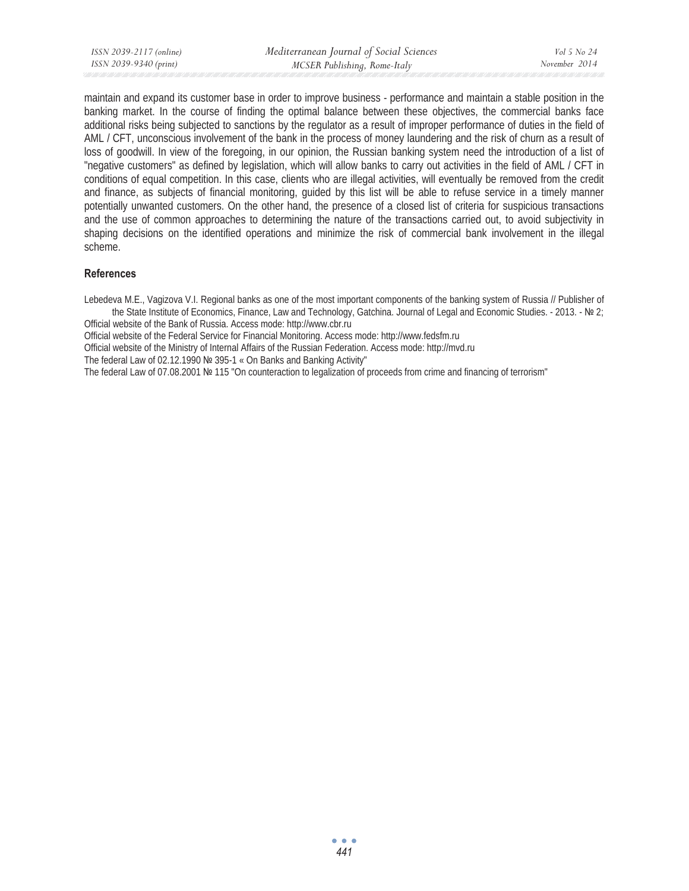maintain and expand its customer base in order to improve business - performance and maintain a stable position in the banking market. In the course of finding the optimal balance between these objectives, the commercial banks face additional risks being subjected to sanctions by the regulator as a result of improper performance of duties in the field of AML / CFT, unconscious involvement of the bank in the process of money laundering and the risk of churn as a result of loss of goodwill. In view of the foregoing, in our opinion, the Russian banking system need the introduction of a list of "negative customers" as defined by legislation, which will allow banks to carry out activities in the field of AML / CFT in conditions of equal competition. In this case, clients who are illegal activities, will eventually be removed from the credit and finance, as subjects of financial monitoring, guided by this list will be able to refuse service in a timely manner potentially unwanted customers. On the other hand, the presence of a closed list of criteria for suspicious transactions and the use of common approaches to determining the nature of the transactions carried out, to avoid subjectivity in shaping decisions on the identified operations and minimize the risk of commercial bank involvement in the illegal scheme.

## References

Lebedeva M.E., Vagizova V.I. Regional banks as one of the most important components of the banking system of Russia // Publisher of the State Institute of Economics, Finance, Law and Technology, Gatchina. Journal of Legal and Economic Studies. - 2013. - № 2;

Official website of the Bank of Russia. Access mode: http://www.cbr.ru

Official website of the Federal Service for Financial Monitoring. Access mode: http://www.fedsfm.ru

Official website of the Ministry of Internal Affairs of the Russian Federation. Access mode: http://mvd.ru

The federal Law of 02.12.1990 № 395-1 « On Banks and Banking Activity"

The federal Law of 07.08.2001 № 115 "On counteraction to legalization of proceeds from crime and financing of terrorism"